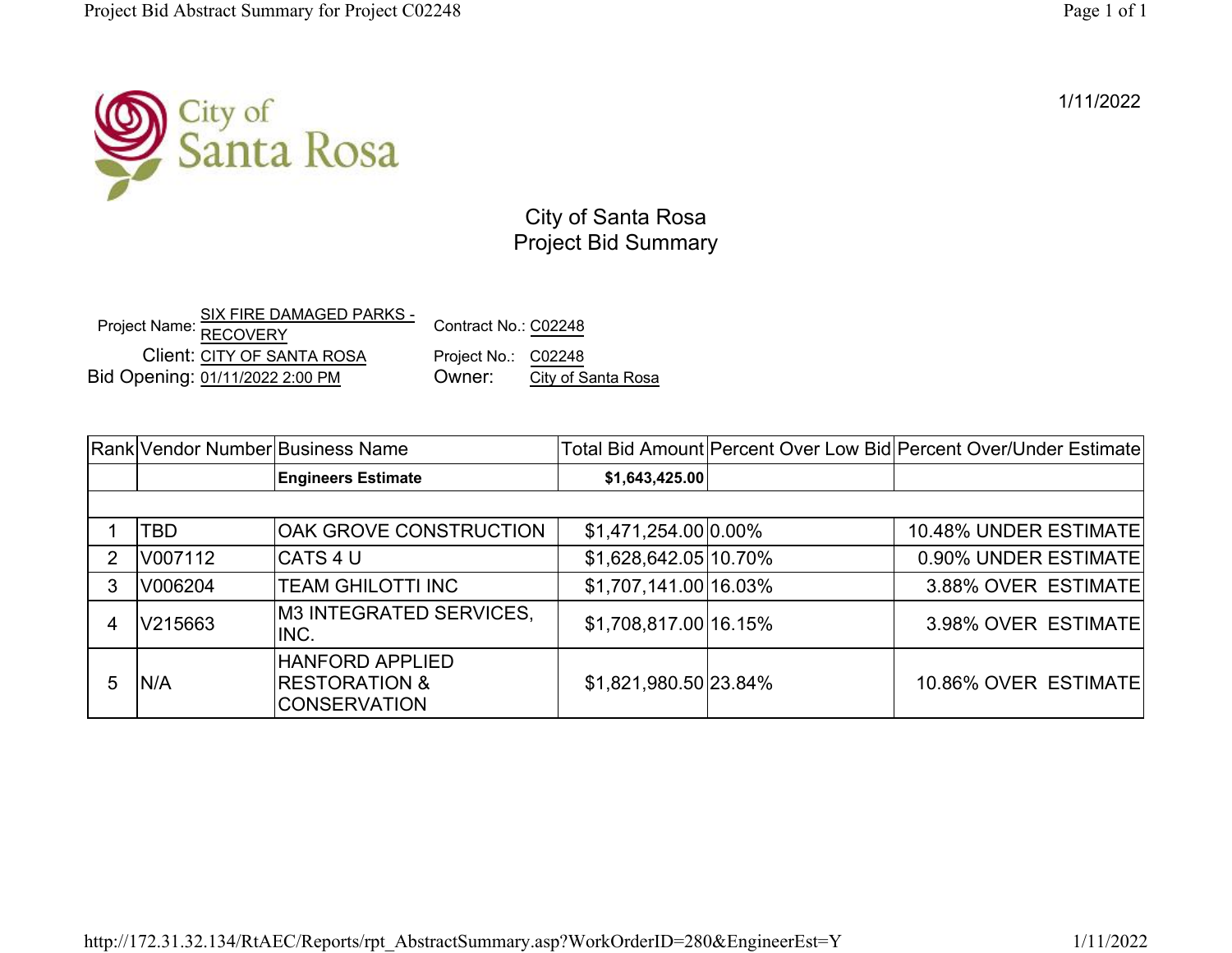1/11/2022

# City of Santa Rosa
## Project Bid Summary

Project Name: SIX FIRE DAMAGED PARKS - RECOVERY
Contract No.: C02248
Client: CITY OF SANTA ROSA
Project No.: C02248
Bid Opening: 01/11/2022 2:00 PM
Owner: City of Santa Rosa

| Rank | Vendor Number | Business Name | Total Bid Amount | Percent Over Low Bid | Percent Over/Under Estimate |
|---|---|---|---|---|---|
| | | **Engineers Estimate** | **$1,643,425.00** | | |
| | | | | | |
| 1 | TBD | OAK GROVE CONSTRUCTION | $1,471,254.00 | 0.00% | 10.48% UNDER ESTIMATE |
| 2 | V007112 | CATS 4 U | $1,628,642.05 | 10.70% | 0.90% UNDER ESTIMATE |
| 3 | V006204 | TEAM GHILOTTI INC | $1,707,141.00 | 16.03% | 3.88% OVER ESTIMATE |
| 4 | V215663 | M3 INTEGRATED SERVICES, INC. | $1,708,817.00 | 16.15% | 3.98% OVER ESTIMATE |
| 5 | N/A | HANFORD APPLIED RESTORATION & CONSERVATION | $1,821,980.50 | 23.84% | 10.86% OVER ESTIMATE |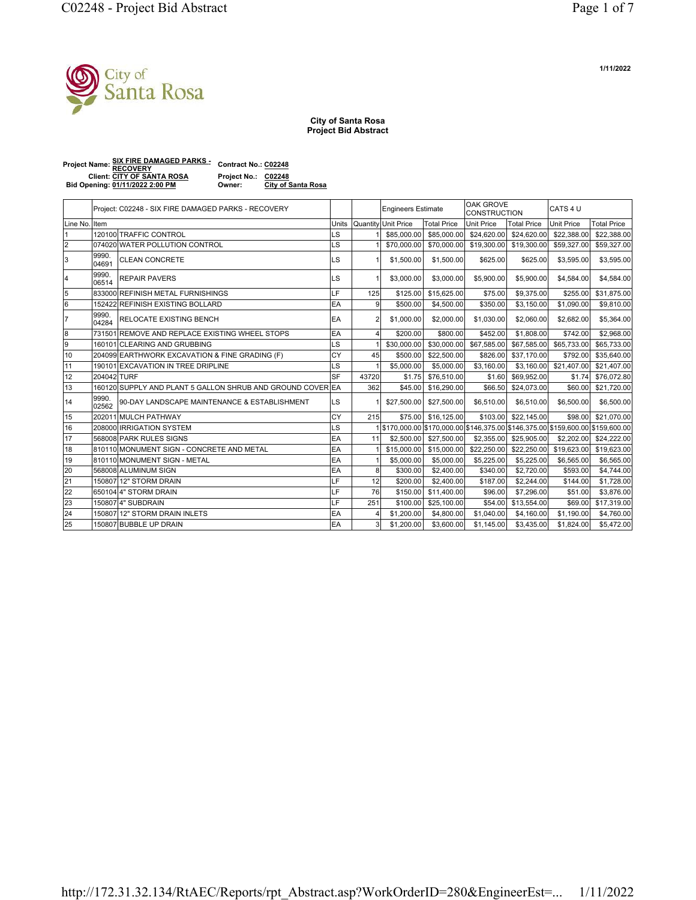1/11/2022

**City of Santa Rosa**
**Project Bid Abstract**

**Project Name:** SIX FIRE DAMAGED PARKS - RECOVERY
**Contract No.:** C02248
**Client:** CITY OF SANTA ROSA
**Project No.:** C02248
**Bid Opening:** 01/11/2022 2:00 PM
**Owner:** City of Santa Rosa

| | Project: C02248 - SIX FIRE DAMAGED PARKS - RECOVERY | | | | Engineers Estimate | | OAK GROVE CONSTRUCTION | | CATS 4 U | |
|---|---|---|---|---|---|---|---|---|---|---|
| Line No. | Item | | Units | Quantity | Unit Price | Total Price | Unit Price | Total Price | Unit Price | Total Price |
| 1 | 120100 | TRAFFIC CONTROL | LS | 1 | $85,000.00 | $85,000.00 | $24,620.00 | $24,620.00 | $22,388.00 | $22,388.00 |
| 2 | 074020 | WATER POLLUTION CONTROL | LS | 1 | $70,000.00 | $70,000.00 | $19,300.00 | $19,300.00 | $59,327.00 | $59,327.00 |
| 3 | 9990.04691 | CLEAN CONCRETE | LS | 1 | $1,500.00 | $1,500.00 | $625.00 | $625.00 | $3,595.00 | $3,595.00 |
| 4 | 9990.06514 | REPAIR PAVERS | LS | 1 | $3,000.00 | $3,000.00 | $5,900.00 | $5,900.00 | $4,584.00 | $4,584.00 |
| 5 | 833000 | REFINISH METAL FURNISHINGS | LF | 125 | $125.00 | $15,625.00 | $75.00 | $9,375.00 | $255.00 | $31,875.00 |
| 6 | 152422 | REFINISH EXISTING BOLLARD | EA | 9 | $500.00 | $4,500.00 | $350.00 | $3,150.00 | $1,090.00 | $9,810.00 |
| 7 | 9990.04284 | RELOCATE EXISTING BENCH | EA | 2 | $1,000.00 | $2,000.00 | $1,030.00 | $2,060.00 | $2,682.00 | $5,364.00 |
| 8 | 731501 | REMOVE AND REPLACE EXISTING WHEEL STOPS | EA | 4 | $200.00 | $800.00 | $452.00 | $1,808.00 | $742.00 | $2,968.00 |
| 9 | 160101 | CLEARING AND GRUBBING | LS | 1 | $30,000.00 | $30,000.00 | $67,585.00 | $67,585.00 | $65,733.00 | $65,733.00 |
| 10 | 204099 | EARTHWORK EXCAVATION & FINE GRADING (F) | CY | 45 | $500.00 | $22,500.00 | $826.00 | $37,170.00 | $792.00 | $35,640.00 |
| 11 | 190101 | EXCAVATION IN TREE DRIPLINE | LS | 1 | $5,000.00 | $5,000.00 | $3,160.00 | $3,160.00 | $21,407.00 | $21,407.00 |
| 12 | 204042 | TURF | SF | 43720 | $1.75 | $76,510.00 | $1.60 | $69,952.00 | $1.74 | $76,072.80 |
| 13 | 160120 | SUPPLY AND PLANT 5 GALLON SHRUB AND GROUND COVER | EA | 362 | $45.00 | $16,290.00 | $66.50 | $24,073.00 | $60.00 | $21,720.00 |
| 14 | 9990.02562 | 90-DAY LANDSCAPE MAINTENANCE & ESTABLISHMENT | LS | 1 | $27,500.00 | $27,500.00 | $6,510.00 | $6,510.00 | $6,500.00 | $6,500.00 |
| 15 | 202011 | MULCH PATHWAY | CY | 215 | $75.00 | $16,125.00 | $103.00 | $22,145.00 | $98.00 | $21,070.00 |
| 16 | 208000 | IRRIGATION SYSTEM | LS | 1 | $170,000.00 | $170,000.00 | $146,375.00 | $146,375.00 | $159,600.00 | $159,600.00 |
| 17 | 568008 | PARK RULES SIGNS | EA | 11 | $2,500.00 | $27,500.00 | $2,355.00 | $25,905.00 | $2,202.00 | $24,222.00 |
| 18 | 810110 | MONUMENT SIGN - CONCRETE AND METAL | EA | 1 | $15,000.00 | $15,000.00 | $22,250.00 | $22,250.00 | $19,623.00 | $19,623.00 |
| 19 | 810110 | MONUMENT SIGN - METAL | EA | 1 | $5,000.00 | $5,000.00 | $5,225.00 | $5,225.00 | $6,565.00 | $6,565.00 |
| 20 | 568008 | ALUMINUM SIGN | EA | 8 | $300.00 | $2,400.00 | $340.00 | $2,720.00 | $593.00 | $4,744.00 |
| 21 | 150807 | 12" STORM DRAIN | LF | 12 | $200.00 | $2,400.00 | $187.00 | $2,244.00 | $144.00 | $1,728.00 |
| 22 | 650104 | 4" STORM DRAIN | LF | 76 | $150.00 | $11,400.00 | $96.00 | $7,296.00 | $51.00 | $3,876.00 |
| 23 | 150807 | 4" SUBDRAIN | LF | 251 | $100.00 | $25,100.00 | $54.00 | $13,554.00 | $69.00 | $17,319.00 |
| 24 | 150807 | 12" STORM DRAIN INLETS | EA | 4 | $1,200.00 | $4,800.00 | $1,040.00 | $4,160.00 | $1,190.00 | $4,760.00 |
| 25 | 150807 | BUBBLE UP DRAIN | EA | 3 | $1,200.00 | $3,600.00 | $1,145.00 | $3,435.00 | $1,824.00 | $5,472.00 |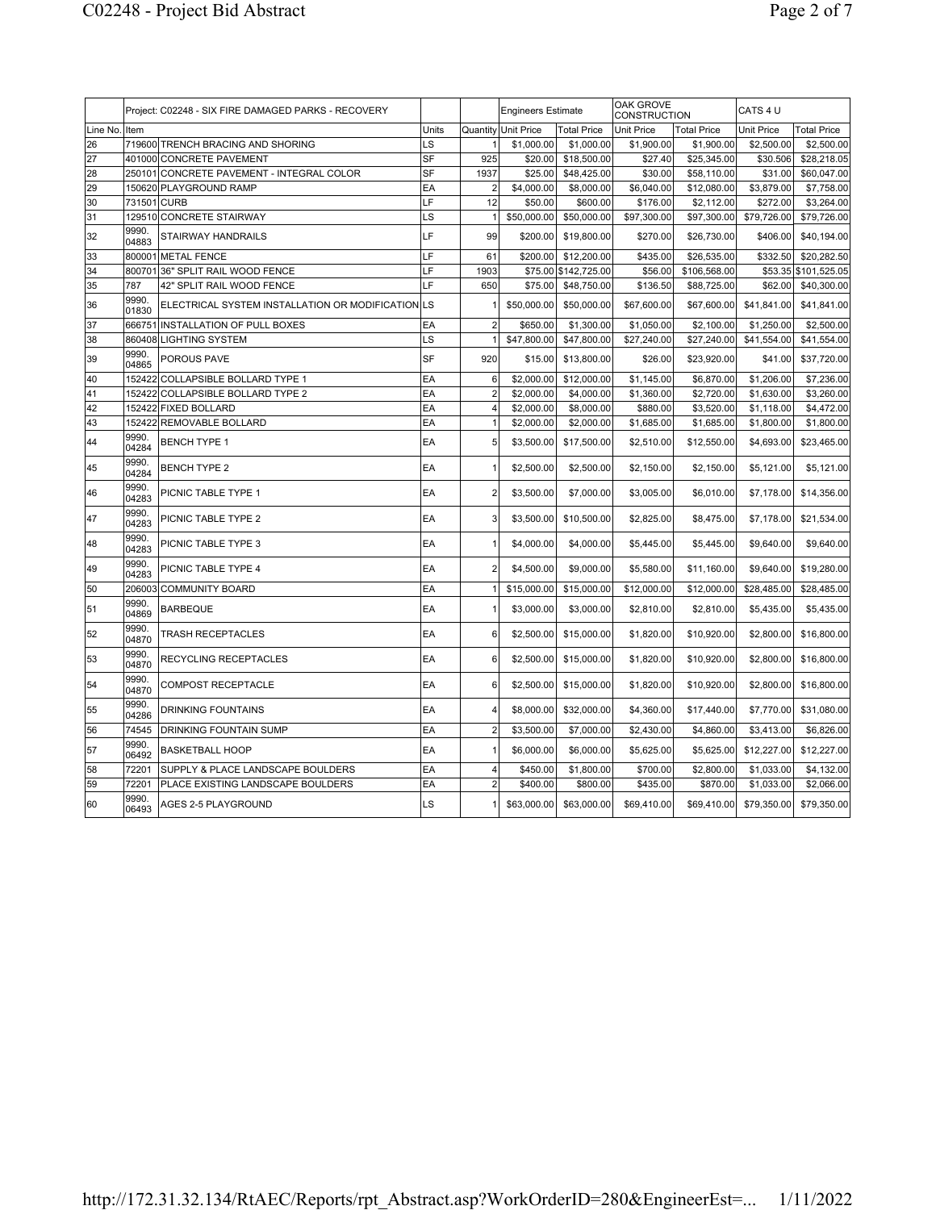| | Project: C02248 - SIX FIRE DAMAGED PARKS - RECOVERY | | | Engineers Estimate | | OAK GROVE CONSTRUCTION | | CATS 4 U | |
|---|---|---|---|---|---|---|---|---|---|
| Line No. | Item | Units | Quantity | Unit Price | Total Price | Unit Price | Total Price | Unit Price | Total Price |
| 26 | 719600 TRENCH BRACING AND SHORING | LS | 1 | $1,000.00 | $1,000.00 | $1,900.00 | $1,900.00 | $2,500.00 | $2,500.00 |
| 27 | 401000 CONCRETE PAVEMENT | SF | 925 | $20.00 | $18,500.00 | $27.40 | $25,345.00 | $30.506 | $28,218.05 |
| 28 | 250101 CONCRETE PAVEMENT - INTEGRAL COLOR | SF | 1937 | $25.00 | $48,425.00 | $30.00 | $58,110.00 | $31.00 | $60,047.00 |
| 29 | 150620 PLAYGROUND RAMP | EA | 2 | $4,000.00 | $8,000.00 | $6,040.00 | $12,080.00 | $3,879.00 | $7,758.00 |
| 30 | 731501 CURB | LF | 12 | $50.00 | $600.00 | $176.00 | $2,112.00 | $272.00 | $3,264.00 |
| 31 | 129510 CONCRETE STAIRWAY | LS | 1 | $50,000.00 | $50,000.00 | $97,300.00 | $97,300.00 | $79,726.00 | $79,726.00 |
| 32 | 9990. 04883 STAIRWAY HANDRAILS | LF | 99 | $200.00 | $19,800.00 | $270.00 | $26,730.00 | $406.00 | $40,194.00 |
| 33 | 800001 METAL FENCE | LF | 61 | $200.00 | $12,200.00 | $435.00 | $26,535.00 | $332.50 | $20,282.50 |
| 34 | 800701 36" SPLIT RAIL WOOD FENCE | LF | 1903 | $75.00 | $142,725.00 | $56.00 | $106,568.00 | $53.35 | $101,525.05 |
| 35 | 787 42" SPLIT RAIL WOOD FENCE | LF | 650 | $75.00 | $48,750.00 | $136.50 | $88,725.00 | $62.00 | $40,300.00 |
| 36 | 9990. 01830 ELECTRICAL SYSTEM INSTALLATION OR MODIFICATION | LS | 1 | $50,000.00 | $50,000.00 | $67,600.00 | $67,600.00 | $41,841.00 | $41,841.00 |
| 37 | 666751 INSTALLATION OF PULL BOXES | EA | 2 | $650.00 | $1,300.00 | $1,050.00 | $2,100.00 | $1,250.00 | $2,500.00 |
| 38 | 860408 LIGHTING SYSTEM | LS | 1 | $47,800.00 | $47,800.00 | $27,240.00 | $27,240.00 | $41,554.00 | $41,554.00 |
| 39 | 9990. 04865 POROUS PAVE | SF | 920 | $15.00 | $13,800.00 | $26.00 | $23,920.00 | $41.00 | $37,720.00 |
| 40 | 152422 COLLAPSIBLE BOLLARD TYPE 1 | EA | 6 | $2,000.00 | $12,000.00 | $1,145.00 | $6,870.00 | $1,206.00 | $7,236.00 |
| 41 | 152422 COLLAPSIBLE BOLLARD TYPE 2 | EA | 2 | $2,000.00 | $4,000.00 | $1,360.00 | $2,720.00 | $1,630.00 | $3,260.00 |
| 42 | 152422 FIXED BOLLARD | EA | 4 | $2,000.00 | $8,000.00 | $880.00 | $3,520.00 | $1,118.00 | $4,472.00 |
| 43 | 152422 REMOVABLE BOLLARD | EA | 1 | $2,000.00 | $2,000.00 | $1,685.00 | $1,685.00 | $1,800.00 | $1,800.00 |
| 44 | 9990. 04284 BENCH TYPE 1 | EA | 5 | $3,500.00 | $17,500.00 | $2,510.00 | $12,550.00 | $4,693.00 | $23,465.00 |
| 45 | 9990. 04284 BENCH TYPE 2 | EA | 1 | $2,500.00 | $2,500.00 | $2,150.00 | $2,150.00 | $5,121.00 | $5,121.00 |
| 46 | 9990. 04283 PICNIC TABLE TYPE 1 | EA | 2 | $3,500.00 | $7,000.00 | $3,005.00 | $6,010.00 | $7,178.00 | $14,356.00 |
| 47 | 9990. 04283 PICNIC TABLE TYPE 2 | EA | 3 | $3,500.00 | $10,500.00 | $2,825.00 | $8,475.00 | $7,178.00 | $21,534.00 |
| 48 | 9990. 04283 PICNIC TABLE TYPE 3 | EA | 1 | $4,000.00 | $4,000.00 | $5,445.00 | $5,445.00 | $9,640.00 | $9,640.00 |
| 49 | 9990. 04283 PICNIC TABLE TYPE 4 | EA | 2 | $4,500.00 | $9,000.00 | $5,580.00 | $11,160.00 | $9,640.00 | $19,280.00 |
| 50 | 206003 COMMUNITY BOARD | EA | 1 | $15,000.00 | $15,000.00 | $12,000.00 | $12,000.00 | $28,485.00 | $28,485.00 |
| 51 | 9990. 04869 BARBEQUE | EA | 1 | $3,000.00 | $3,000.00 | $2,810.00 | $2,810.00 | $5,435.00 | $5,435.00 |
| 52 | 9990. 04870 TRASH RECEPTACLES | EA | 6 | $2,500.00 | $15,000.00 | $1,820.00 | $10,920.00 | $2,800.00 | $16,800.00 |
| 53 | 9990. 04870 RECYCLING RECEPTACLES | EA | 6 | $2,500.00 | $15,000.00 | $1,820.00 | $10,920.00 | $2,800.00 | $16,800.00 |
| 54 | 9990. 04870 COMPOST RECEPTACLE | EA | 6 | $2,500.00 | $15,000.00 | $1,820.00 | $10,920.00 | $2,800.00 | $16,800.00 |
| 55 | 9990. 04286 DRINKING FOUNTAINS | EA | 4 | $8,000.00 | $32,000.00 | $4,360.00 | $17,440.00 | $7,770.00 | $31,080.00 |
| 56 | 74545 DRINKING FOUNTAIN SUMP | EA | 2 | $3,500.00 | $7,000.00 | $2,430.00 | $4,860.00 | $3,413.00 | $6,826.00 |
| 57 | 9990. 06492 BASKETBALL HOOP | EA | 1 | $6,000.00 | $6,000.00 | $5,625.00 | $5,625.00 | $12,227.00 | $12,227.00 |
| 58 | 72201 SUPPLY & PLACE LANDSCAPE BOULDERS | EA | 4 | $450.00 | $1,800.00 | $700.00 | $2,800.00 | $1,033.00 | $4,132.00 |
| 59 | 72201 PLACE EXISTING LANDSCAPE BOULDERS | EA | 2 | $400.00 | $800.00 | $435.00 | $870.00 | $1,033.00 | $2,066.00 |
| 60 | 9990. 06493 AGES 2-5 PLAYGROUND | LS | 1 | $63,000.00 | $63,000.00 | $69,410.00 | $69,410.00 | $79,350.00 | $79,350.00 |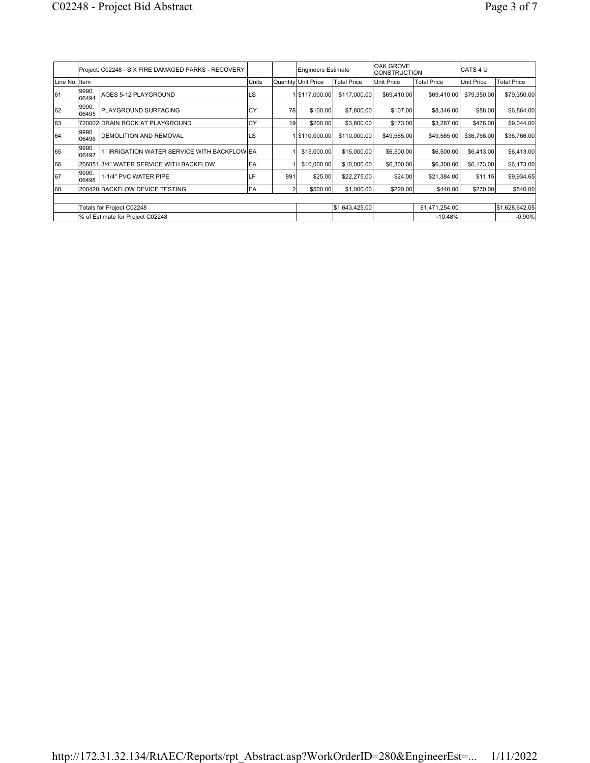| | Project: C02248 - SIX FIRE DAMAGED PARKS - RECOVERY | | | | Engineers Estimate | | OAK GROVE CONSTRUCTION | | CATS 4 U | |
|---|---|---|---|---|---|---|---|---|---|---|
| Line No. | Item | | Units | Quantity | Unit Price | Total Price | Unit Price | Total Price | Unit Price | Total Price |
| 61 | 9990.06494 | AGES 5-12 PLAYGROUND | LS | 1 | $117,000.00 | $117,000.00 | $69,410.00 | $69,410.00 | $79,350.00 | $79,350.00 |
| 62 | 9990.06495 | PLAYGROUND SURFACING | CY | 78 | $100.00 | $7,800.00 | $107.00 | $8,346.00 | $88.00 | $6,864.00 |
| 63 | 720002 | DRAIN ROCK AT PLAYGROUND | CY | 19 | $200.00 | $3,800.00 | $173.00 | $3,287.00 | $476.00 | $9,044.00 |
| 64 | 9990.06496 | DEMOLITION AND REMOVAL | LS | 1 | $110,000.00 | $110,000.00 | $49,565.00 | $49,565.00 | $36,766.00 | $36,766.00 |
| 65 | 9990.06497 | 1" IRRIGATION WATER SERVICE WITH BACKFLOW | EA | 1 | $15,000.00 | $15,000.00 | $6,500.00 | $6,500.00 | $6,413.00 | $6,413.00 |
| 66 | 206851 | 3/4" WATER SERVICE WITH BACKFLOW | EA | 1 | $10,000.00 | $10,000.00 | $6,300.00 | $6,300.00 | $6,173.00 | $6,173.00 |
| 67 | 9990.06498 | 1-1/4" PVC WATER PIPE | LF | 891 | $25.00 | $22,275.00 | $24.00 | $21,384.00 | $11.15 | $9,934.65 |
| 68 | 208420 | BACKFLOW DEVICE TESTING | EA | 2 | $500.00 | $1,000.00 | $220.00 | $440.00 | $270.00 | $540.00 |
| | | | | | | | | | | |
| | Totals for Project C02248 | | | | | $1,643,425.00 | | $1,471,254.00 | | $1,628,642.05 |
| | % of Estimate for Project C02248 | | | | | | | -10.48% | | -0.90% |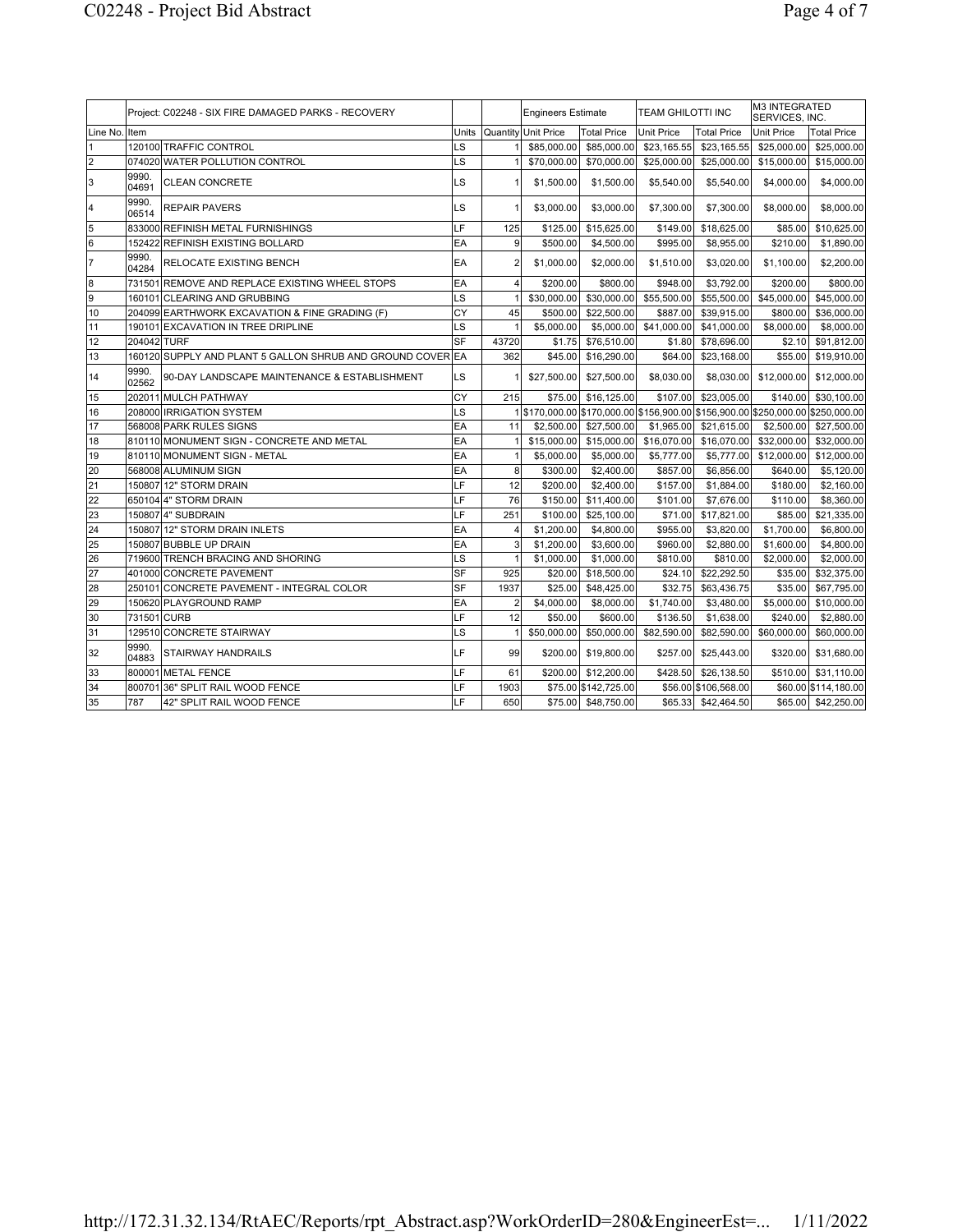| | Project: C02248 - SIX FIRE DAMAGED PARKS - RECOVERY | | | | Engineers Estimate | | TEAM GHILOTTI INC | | M3 INTEGRATED SERVICES, INC. | |
|---|---|---|---|---|---|---|---|---|---|---|
| Line No. | Item | | Units | Quantity | Unit Price | Total Price | Unit Price | Total Price | Unit Price | Total Price |
| 1 | 120100 | TRAFFIC CONTROL | LS | 1 | $85,000.00 | $85,000.00 | $23,165.55 | $23,165.55 | $25,000.00 | $25,000.00 |
| 2 | 074020 | WATER POLLUTION CONTROL | LS | 1 | $70,000.00 | $70,000.00 | $25,000.00 | $25,000.00 | $15,000.00 | $15,000.00 |
| 3 | 9990. 04691 | CLEAN CONCRETE | LS | 1 | $1,500.00 | $1,500.00 | $5,540.00 | $5,540.00 | $4,000.00 | $4,000.00 |
| 4 | 9990. 06514 | REPAIR PAVERS | LS | 1 | $3,000.00 | $3,000.00 | $7,300.00 | $7,300.00 | $8,000.00 | $8,000.00 |
| 5 | 833000 | REFINISH METAL FURNISHINGS | LF | 125 | $125.00 | $15,625.00 | $149.00 | $18,625.00 | $85.00 | $10,625.00 |
| 6 | 152422 | REFINISH EXISTING BOLLARD | EA | 9 | $500.00 | $4,500.00 | $995.00 | $8,955.00 | $210.00 | $1,890.00 |
| 7 | 9990. 04284 | RELOCATE EXISTING BENCH | EA | 2 | $1,000.00 | $2,000.00 | $1,510.00 | $3,020.00 | $1,100.00 | $2,200.00 |
| 8 | 731501 | REMOVE AND REPLACE EXISTING WHEEL STOPS | EA | 4 | $200.00 | $800.00 | $948.00 | $3,792.00 | $200.00 | $800.00 |
| 9 | 160101 | CLEARING AND GRUBBING | LS | 1 | $30,000.00 | $30,000.00 | $55,500.00 | $55,500.00 | $45,000.00 | $45,000.00 |
| 10 | 204099 | EARTHWORK EXCAVATION & FINE GRADING (F) | CY | 45 | $500.00 | $22,500.00 | $887.00 | $39,915.00 | $800.00 | $36,000.00 |
| 11 | 190101 | EXCAVATION IN TREE DRIPLINE | LS | 1 | $5,000.00 | $5,000.00 | $41,000.00 | $41,000.00 | $8,000.00 | $8,000.00 |
| 12 | 204042 | TURF | SF | 43720 | $1.75 | $76,510.00 | $1.80 | $78,696.00 | $2.10 | $91,812.00 |
| 13 | 160120 | SUPPLY AND PLANT 5 GALLON SHRUB AND GROUND COVER | EA | 362 | $45.00 | $16,290.00 | $64.00 | $23,168.00 | $55.00 | $19,910.00 |
| 14 | 9990. 02562 | 90-DAY LANDSCAPE MAINTENANCE & ESTABLISHMENT | LS | 1 | $27,500.00 | $27,500.00 | $8,030.00 | $8,030.00 | $12,000.00 | $12,000.00 |
| 15 | 202011 | MULCH PATHWAY | CY | 215 | $75.00 | $16,125.00 | $107.00 | $23,005.00 | $140.00 | $30,100.00 |
| 16 | 208000 | IRRIGATION SYSTEM | LS | 1 | $170,000.00 | $170,000.00 | $156,900.00 | $156,900.00 | $250,000.00 | $250,000.00 |
| 17 | 568008 | PARK RULES SIGNS | EA | 11 | $2,500.00 | $27,500.00 | $1,965.00 | $21,615.00 | $2,500.00 | $27,500.00 |
| 18 | 810110 | MONUMENT SIGN - CONCRETE AND METAL | EA | 1 | $15,000.00 | $15,000.00 | $16,070.00 | $16,070.00 | $32,000.00 | $32,000.00 |
| 19 | 810110 | MONUMENT SIGN - METAL | EA | 1 | $5,000.00 | $5,000.00 | $5,777.00 | $5,777.00 | $12,000.00 | $12,000.00 |
| 20 | 568008 | ALUMINUM SIGN | EA | 8 | $300.00 | $2,400.00 | $857.00 | $6,856.00 | $640.00 | $5,120.00 |
| 21 | 150807 | 12" STORM DRAIN | LF | 12 | $200.00 | $2,400.00 | $157.00 | $1,884.00 | $180.00 | $2,160.00 |
| 22 | 650104 | 4" STORM DRAIN | LF | 76 | $150.00 | $11,400.00 | $101.00 | $7,676.00 | $110.00 | $8,360.00 |
| 23 | 150807 | 4" SUBDRAIN | LF | 251 | $100.00 | $25,100.00 | $71.00 | $17,821.00 | $85.00 | $21,335.00 |
| 24 | 150807 | 12" STORM DRAIN INLETS | EA | 4 | $1,200.00 | $4,800.00 | $955.00 | $3,820.00 | $1,700.00 | $6,800.00 |
| 25 | 150807 | BUBBLE UP DRAIN | EA | 3 | $1,200.00 | $3,600.00 | $960.00 | $2,880.00 | $1,600.00 | $4,800.00 |
| 26 | 719600 | TRENCH BRACING AND SHORING | LS | 1 | $1,000.00 | $1,000.00 | $810.00 | $810.00 | $2,000.00 | $2,000.00 |
| 27 | 401000 | CONCRETE PAVEMENT | SF | 925 | $20.00 | $18,500.00 | $24.10 | $22,292.50 | $35.00 | $32,375.00 |
| 28 | 250101 | CONCRETE PAVEMENT - INTEGRAL COLOR | SF | 1937 | $25.00 | $48,425.00 | $32.75 | $63,436.75 | $35.00 | $67,795.00 |
| 29 | 150620 | PLAYGROUND RAMP | EA | 2 | $4,000.00 | $8,000.00 | $1,740.00 | $3,480.00 | $5,000.00 | $10,000.00 |
| 30 | 731501 | CURB | LF | 12 | $50.00 | $600.00 | $136.50 | $1,638.00 | $240.00 | $2,880.00 |
| 31 | 129510 | CONCRETE STAIRWAY | LS | 1 | $50,000.00 | $50,000.00 | $82,590.00 | $82,590.00 | $60,000.00 | $60,000.00 |
| 32 | 9990. 04883 | STAIRWAY HANDRAILS | LF | 99 | $200.00 | $19,800.00 | $257.00 | $25,443.00 | $320.00 | $31,680.00 |
| 33 | 800001 | METAL FENCE | LF | 61 | $200.00 | $12,200.00 | $428.50 | $26,138.50 | $510.00 | $31,110.00 |
| 34 | 800701 | 36" SPLIT RAIL WOOD FENCE | LF | 1903 | $75.00 | $142,725.00 | $56.00 | $106,568.00 | $60.00 | $114,180.00 |
| 35 | 787 | 42" SPLIT RAIL WOOD FENCE | LF | 650 | $75.00 | $48,750.00 | $65.33 | $42,464.50 | $65.00 | $42,250.00 |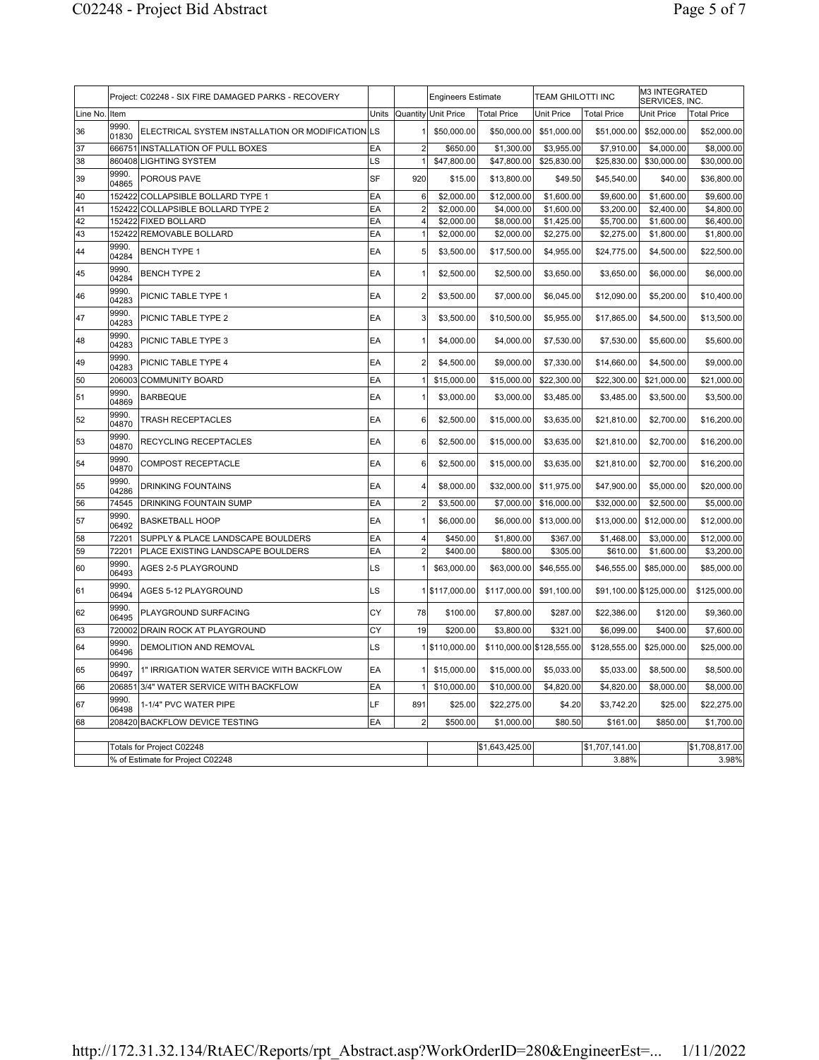| | Project: C02248 - SIX FIRE DAMAGED PARKS - RECOVERY | | | | Engineers Estimate | | TEAM GHILOTTI INC | | M3 INTEGRATED SERVICES, INC. | |
|---|---|---|---|---|---|---|---|---|---|---|
| Line No. | Item | | Units | Quantity | Unit Price | Total Price | Unit Price | Total Price | Unit Price | Total Price |
| 36 | 9990.01830 | ELECTRICAL SYSTEM INSTALLATION OR MODIFICATION | LS | 1 | $50,000.00 | $50,000.00 | $51,000.00 | $51,000.00 | $52,000.00 | $52,000.00 |
| 37 | 666751 | INSTALLATION OF PULL BOXES | EA | 2 | $650.00 | $1,300.00 | $3,955.00 | $7,910.00 | $4,000.00 | $8,000.00 |
| 38 | 860408 | LIGHTING SYSTEM | LS | 1 | $47,800.00 | $47,800.00 | $25,830.00 | $25,830.00 | $30,000.00 | $30,000.00 |
| 39 | 9990.04865 | POROUS PAVE | SF | 920 | $15.00 | $13,800.00 | $49.50 | $45,540.00 | $40.00 | $36,800.00 |
| 40 | 152422 | COLLAPSIBLE BOLLARD TYPE 1 | EA | 6 | $2,000.00 | $12,000.00 | $1,600.00 | $9,600.00 | $1,600.00 | $9,600.00 |
| 41 | 152422 | COLLAPSIBLE BOLLARD TYPE 2 | EA | 2 | $2,000.00 | $4,000.00 | $1,600.00 | $3,200.00 | $2,400.00 | $4,800.00 |
| 42 | 152422 | FIXED BOLLARD | EA | 4 | $2,000.00 | $8,000.00 | $1,425.00 | $5,700.00 | $1,600.00 | $6,400.00 |
| 43 | 152422 | REMOVABLE BOLLARD | EA | 1 | $2,000.00 | $2,000.00 | $2,275.00 | $2,275.00 | $1,800.00 | $1,800.00 |
| 44 | 9990.04284 | BENCH TYPE 1 | EA | 5 | $3,500.00 | $17,500.00 | $4,955.00 | $24,775.00 | $4,500.00 | $22,500.00 |
| 45 | 9990.04284 | BENCH TYPE 2 | EA | 1 | $2,500.00 | $2,500.00 | $3,650.00 | $3,650.00 | $6,000.00 | $6,000.00 |
| 46 | 9990.04283 | PICNIC TABLE TYPE 1 | EA | 2 | $3,500.00 | $7,000.00 | $6,045.00 | $12,090.00 | $5,200.00 | $10,400.00 |
| 47 | 9990.04283 | PICNIC TABLE TYPE 2 | EA | 3 | $3,500.00 | $10,500.00 | $5,955.00 | $17,865.00 | $4,500.00 | $13,500.00 |
| 48 | 9990.04283 | PICNIC TABLE TYPE 3 | EA | 1 | $4,000.00 | $4,000.00 | $7,530.00 | $7,530.00 | $5,600.00 | $5,600.00 |
| 49 | 9990.04283 | PICNIC TABLE TYPE 4 | EA | 2 | $4,500.00 | $9,000.00 | $7,330.00 | $14,660.00 | $4,500.00 | $9,000.00 |
| 50 | 206003 | COMMUNITY BOARD | EA | 1 | $15,000.00 | $15,000.00 | $22,300.00 | $22,300.00 | $21,000.00 | $21,000.00 |
| 51 | 9990.04869 | BARBEQUE | EA | 1 | $3,000.00 | $3,000.00 | $3,485.00 | $3,485.00 | $3,500.00 | $3,500.00 |
| 52 | 9990.04870 | TRASH RECEPTACLES | EA | 6 | $2,500.00 | $15,000.00 | $3,635.00 | $21,810.00 | $2,700.00 | $16,200.00 |
| 53 | 9990.04870 | RECYCLING RECEPTACLES | EA | 6 | $2,500.00 | $15,000.00 | $3,635.00 | $21,810.00 | $2,700.00 | $16,200.00 |
| 54 | 9990.04870 | COMPOST RECEPTACLE | EA | 6 | $2,500.00 | $15,000.00 | $3,635.00 | $21,810.00 | $2,700.00 | $16,200.00 |
| 55 | 9990.04286 | DRINKING FOUNTAINS | EA | 4 | $8,000.00 | $32,000.00 | $11,975.00 | $47,900.00 | $5,000.00 | $20,000.00 |
| 56 | 74545 | DRINKING FOUNTAIN SUMP | EA | 2 | $3,500.00 | $7,000.00 | $16,000.00 | $32,000.00 | $2,500.00 | $5,000.00 |
| 57 | 9990.06492 | BASKETBALL HOOP | EA | 1 | $6,000.00 | $6,000.00 | $13,000.00 | $13,000.00 | $12,000.00 | $12,000.00 |
| 58 | 72201 | SUPPLY & PLACE LANDSCAPE BOULDERS | EA | 4 | $450.00 | $1,800.00 | $367.00 | $1,468.00 | $3,000.00 | $12,000.00 |
| 59 | 72201 | PLACE EXISTING LANDSCAPE BOULDERS | EA | 2 | $400.00 | $800.00 | $305.00 | $610.00 | $1,600.00 | $3,200.00 |
| 60 | 9990.06493 | AGES 2-5 PLAYGROUND | LS | 1 | $63,000.00 | $63,000.00 | $46,555.00 | $46,555.00 | $85,000.00 | $85,000.00 |
| 61 | 9990.06494 | AGES 5-12 PLAYGROUND | LS | 1 | $117,000.00 | $117,000.00 | $91,100.00 | $91,100.00 | $125,000.00 | $125,000.00 |
| 62 | 9990.06495 | PLAYGROUND SURFACING | CY | 78 | $100.00 | $7,800.00 | $287.00 | $22,386.00 | $120.00 | $9,360.00 |
| 63 | 720002 | DRAIN ROCK AT PLAYGROUND | CY | 19 | $200.00 | $3,800.00 | $321.00 | $6,099.00 | $400.00 | $7,600.00 |
| 64 | 9990.06496 | DEMOLITION AND REMOVAL | LS | 1 | $110,000.00 | $110,000.00 | $128,555.00 | $128,555.00 | $25,000.00 | $25,000.00 |
| 65 | 9990.06497 | 1" IRRIGATION WATER SERVICE WITH BACKFLOW | EA | 1 | $15,000.00 | $15,000.00 | $5,033.00 | $5,033.00 | $8,500.00 | $8,500.00 |
| 66 | 206851 | 3/4" WATER SERVICE WITH BACKFLOW | EA | 1 | $10,000.00 | $10,000.00 | $4,820.00 | $4,820.00 | $8,000.00 | $8,000.00 |
| 67 | 9990.06498 | 1-1/4" PVC WATER PIPE | LF | 891 | $25.00 | $22,275.00 | $4.20 | $3,742.20 | $25.00 | $22,275.00 |
| 68 | 208420 | BACKFLOW DEVICE TESTING | EA | 2 | $500.00 | $1,000.00 | $80.50 | $161.00 | $850.00 | $1,700.00 |
| | Totals for Project C02248 | | | | | $1,643,425.00 | | $1,707,141.00 | | $1,708,817.00 |
| | % of Estimate for Project C02248 | | | | | | | 3.88% | | 3.98% |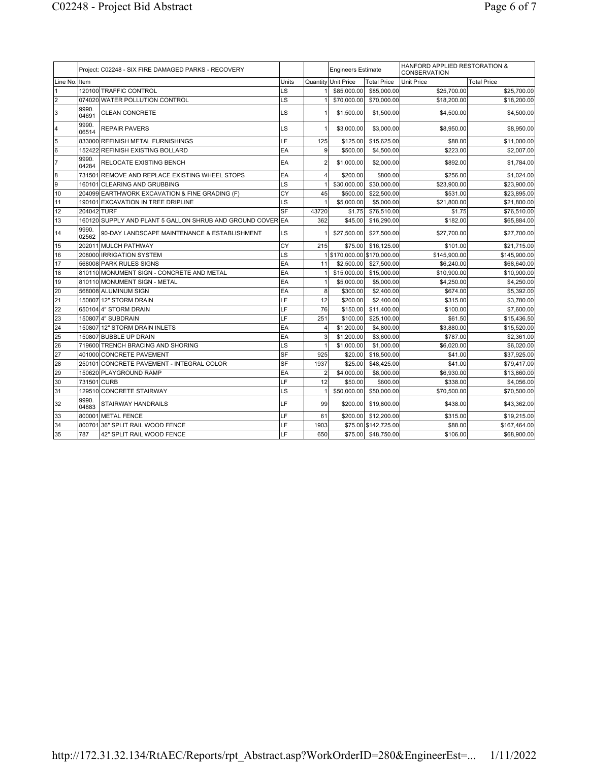| | Project: C02248 - SIX FIRE DAMAGED PARKS - RECOVERY | | | | Engineers Estimate | | HANFORD APPLIED RESTORATION & CONSERVATION | |
|---|---|---|---|---|---|---|---|---|
| Line No. | Item | | Units | Quantity | Unit Price | Total Price | Unit Price | Total Price |
| 1 | 120100 | TRAFFIC CONTROL | LS | 1 | $85,000.00 | $85,000.00 | $25,700.00 | $25,700.00 |
| 2 | 074020 | WATER POLLUTION CONTROL | LS | 1 | $70,000.00 | $70,000.00 | $18,200.00 | $18,200.00 |
| 3 | 9990.04691 | CLEAN CONCRETE | LS | 1 | $1,500.00 | $1,500.00 | $4,500.00 | $4,500.00 |
| 4 | 9990.06514 | REPAIR PAVERS | LS | 1 | $3,000.00 | $3,000.00 | $8,950.00 | $8,950.00 |
| 5 | 833000 | REFINISH METAL FURNISHINGS | LF | 125 | $125.00 | $15,625.00 | $88.00 | $11,000.00 |
| 6 | 152422 | REFINISH EXISTING BOLLARD | EA | 9 | $500.00 | $4,500.00 | $223.00 | $2,007.00 |
| 7 | 9990.04284 | RELOCATE EXISTING BENCH | EA | 2 | $1,000.00 | $2,000.00 | $892.00 | $1,784.00 |
| 8 | 731501 | REMOVE AND REPLACE EXISTING WHEEL STOPS | EA | 4 | $200.00 | $800.00 | $256.00 | $1,024.00 |
| 9 | 160101 | CLEARING AND GRUBBING | LS | 1 | $30,000.00 | $30,000.00 | $23,900.00 | $23,900.00 |
| 10 | 204099 | EARTHWORK EXCAVATION & FINE GRADING (F) | CY | 45 | $500.00 | $22,500.00 | $531.00 | $23,895.00 |
| 11 | 190101 | EXCAVATION IN TREE DRIPLINE | LS | 1 | $5,000.00 | $5,000.00 | $21,800.00 | $21,800.00 |
| 12 | 204042 | TURF | SF | 43720 | $1.75 | $76,510.00 | $1.75 | $76,510.00 |
| 13 | 160120 | SUPPLY AND PLANT 5 GALLON SHRUB AND GROUND COVER | EA | 362 | $45.00 | $16,290.00 | $182.00 | $65,884.00 |
| 14 | 9990.02562 | 90-DAY LANDSCAPE MAINTENANCE & ESTABLISHMENT | LS | 1 | $27,500.00 | $27,500.00 | $27,700.00 | $27,700.00 |
| 15 | 202011 | MULCH PATHWAY | CY | 215 | $75.00 | $16,125.00 | $101.00 | $21,715.00 |
| 16 | 208000 | IRRIGATION SYSTEM | LS | 1 | $170,000.00 | $170,000.00 | $145,900.00 | $145,900.00 |
| 17 | 568008 | PARK RULES SIGNS | EA | 11 | $2,500.00 | $27,500.00 | $6,240.00 | $68,640.00 |
| 18 | 810110 | MONUMENT SIGN - CONCRETE AND METAL | EA | 1 | $15,000.00 | $15,000.00 | $10,900.00 | $10,900.00 |
| 19 | 810110 | MONUMENT SIGN - METAL | EA | 1 | $5,000.00 | $5,000.00 | $4,250.00 | $4,250.00 |
| 20 | 568008 | ALUMINUM SIGN | EA | 8 | $300.00 | $2,400.00 | $674.00 | $5,392.00 |
| 21 | 150807 | 12" STORM DRAIN | LF | 12 | $200.00 | $2,400.00 | $315.00 | $3,780.00 |
| 22 | 650104 | 4" STORM DRAIN | LF | 76 | $150.00 | $11,400.00 | $100.00 | $7,600.00 |
| 23 | 150807 | 4" SUBDRAIN | LF | 251 | $100.00 | $25,100.00 | $61.50 | $15,436.50 |
| 24 | 150807 | 12" STORM DRAIN INLETS | EA | 4 | $1,200.00 | $4,800.00 | $3,880.00 | $15,520.00 |
| 25 | 150807 | BUBBLE UP DRAIN | EA | 3 | $1,200.00 | $3,600.00 | $787.00 | $2,361.00 |
| 26 | 719600 | TRENCH BRACING AND SHORING | LS | 1 | $1,000.00 | $1,000.00 | $6,020.00 | $6,020.00 |
| 27 | 401000 | CONCRETE PAVEMENT | SF | 925 | $20.00 | $18,500.00 | $41.00 | $37,925.00 |
| 28 | 250101 | CONCRETE PAVEMENT - INTEGRAL COLOR | SF | 1937 | $25.00 | $48,425.00 | $41.00 | $79,417.00 |
| 29 | 150620 | PLAYGROUND RAMP | EA | 2 | $4,000.00 | $8,000.00 | $6,930.00 | $13,860.00 |
| 30 | 731501 | CURB | LF | 12 | $50.00 | $600.00 | $338.00 | $4,056.00 |
| 31 | 129510 | CONCRETE STAIRWAY | LS | 1 | $50,000.00 | $50,000.00 | $70,500.00 | $70,500.00 |
| 32 | 9990.04883 | STAIRWAY HANDRAILS | LF | 99 | $200.00 | $19,800.00 | $438.00 | $43,362.00 |
| 33 | 800001 | METAL FENCE | LF | 61 | $200.00 | $12,200.00 | $315.00 | $19,215.00 |
| 34 | 800701 | 36" SPLIT RAIL WOOD FENCE | LF | 1903 | $75.00 | $142,725.00 | $88.00 | $167,464.00 |
| 35 | 787 | 42" SPLIT RAIL WOOD FENCE | LF | 650 | $75.00 | $48,750.00 | $106.00 | $68,900.00 |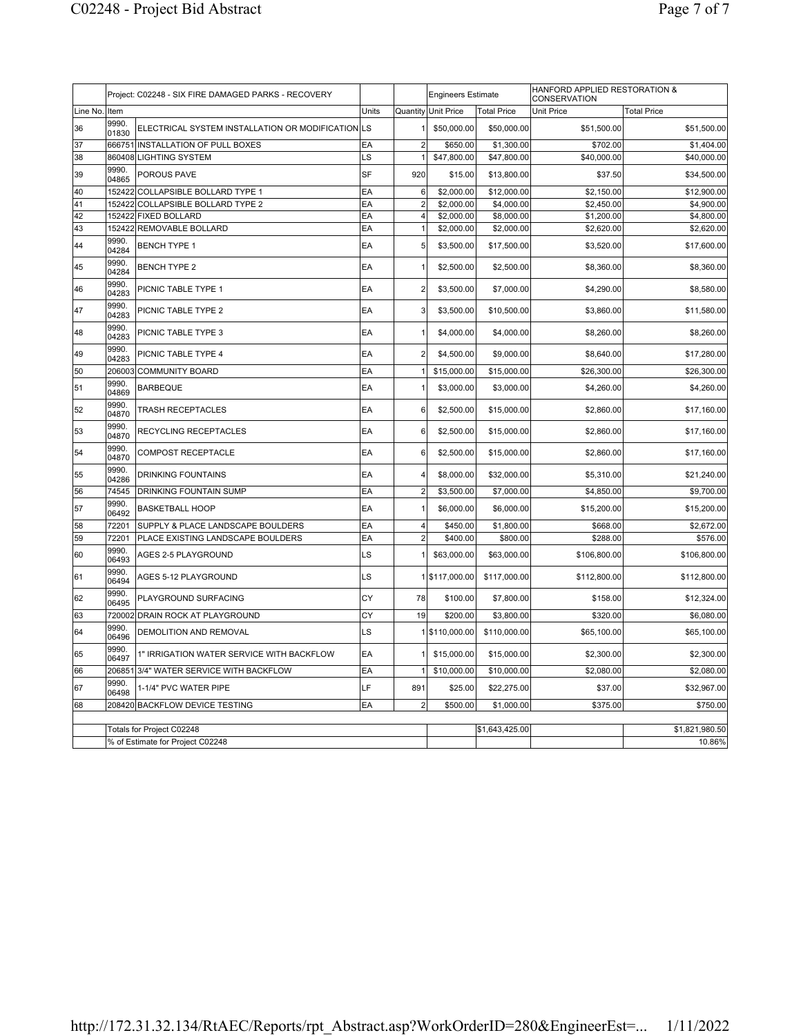| | Project: C02248 - SIX FIRE DAMAGED PARKS - RECOVERY | | | | Engineers Estimate | | HANFORD APPLIED RESTORATION & CONSERVATION | |
|---|---|---|---|---|---|---|---|---|
| Line No. | Item | | Units | Quantity | Unit Price | Total Price | Unit Price | Total Price |
| 36 | 9990.01830 | ELECTRICAL SYSTEM INSTALLATION OR MODIFICATION | LS | 1 | $50,000.00 | $50,000.00 | $51,500.00 | $51,500.00 |
| 37 | 666751 | INSTALLATION OF PULL BOXES | EA | 2 | $650.00 | $1,300.00 | $702.00 | $1,404.00 |
| 38 | 860408 | LIGHTING SYSTEM | LS | 1 | $47,800.00 | $47,800.00 | $40,000.00 | $40,000.00 |
| 39 | 9990.04865 | POROUS PAVE | SF | 920 | $15.00 | $13,800.00 | $37.50 | $34,500.00 |
| 40 | 152422 | COLLAPSIBLE BOLLARD TYPE 1 | EA | 6 | $2,000.00 | $12,000.00 | $2,150.00 | $12,900.00 |
| 41 | 152422 | COLLAPSIBLE BOLLARD TYPE 2 | EA | 2 | $2,000.00 | $4,000.00 | $2,450.00 | $4,900.00 |
| 42 | 152422 | FIXED BOLLARD | EA | 4 | $2,000.00 | $8,000.00 | $1,200.00 | $4,800.00 |
| 43 | 152422 | REMOVABLE BOLLARD | EA | 1 | $2,000.00 | $2,000.00 | $2,620.00 | $2,620.00 |
| 44 | 9990.04284 | BENCH TYPE 1 | EA | 5 | $3,500.00 | $17,500.00 | $3,520.00 | $17,600.00 |
| 45 | 9990.04284 | BENCH TYPE 2 | EA | 1 | $2,500.00 | $2,500.00 | $8,360.00 | $8,360.00 |
| 46 | 9990.04283 | PICNIC TABLE TYPE 1 | EA | 2 | $3,500.00 | $7,000.00 | $4,290.00 | $8,580.00 |
| 47 | 9990.04283 | PICNIC TABLE TYPE 2 | EA | 3 | $3,500.00 | $10,500.00 | $3,860.00 | $11,580.00 |
| 48 | 9990.04283 | PICNIC TABLE TYPE 3 | EA | 1 | $4,000.00 | $4,000.00 | $8,260.00 | $8,260.00 |
| 49 | 9990.04283 | PICNIC TABLE TYPE 4 | EA | 2 | $4,500.00 | $9,000.00 | $8,640.00 | $17,280.00 |
| 50 | 206003 | COMMUNITY BOARD | EA | 1 | $15,000.00 | $15,000.00 | $26,300.00 | $26,300.00 |
| 51 | 9990.04869 | BARBEQUE | EA | 1 | $3,000.00 | $3,000.00 | $4,260.00 | $4,260.00 |
| 52 | 9990.04870 | TRASH RECEPTACLES | EA | 6 | $2,500.00 | $15,000.00 | $2,860.00 | $17,160.00 |
| 53 | 9990.04870 | RECYCLING RECEPTACLES | EA | 6 | $2,500.00 | $15,000.00 | $2,860.00 | $17,160.00 |
| 54 | 9990.04870 | COMPOST RECEPTACLE | EA | 6 | $2,500.00 | $15,000.00 | $2,860.00 | $17,160.00 |
| 55 | 9990.04286 | DRINKING FOUNTAINS | EA | 4 | $8,000.00 | $32,000.00 | $5,310.00 | $21,240.00 |
| 56 | 74545 | DRINKING FOUNTAIN SUMP | EA | 2 | $3,500.00 | $7,000.00 | $4,850.00 | $9,700.00 |
| 57 | 9990.06492 | BASKETBALL HOOP | EA | 1 | $6,000.00 | $6,000.00 | $15,200.00 | $15,200.00 |
| 58 | 72201 | SUPPLY & PLACE LANDSCAPE BOULDERS | EA | 4 | $450.00 | $1,800.00 | $668.00 | $2,672.00 |
| 59 | 72201 | PLACE EXISTING LANDSCAPE BOULDERS | EA | 2 | $400.00 | $800.00 | $288.00 | $576.00 |
| 60 | 9990.06493 | AGES 2-5 PLAYGROUND | LS | 1 | $63,000.00 | $63,000.00 | $106,800.00 | $106,800.00 |
| 61 | 9990.06494 | AGES 5-12 PLAYGROUND | LS | 1 | $117,000.00 | $117,000.00 | $112,800.00 | $112,800.00 |
| 62 | 9990.06495 | PLAYGROUND SURFACING | CY | 78 | $100.00 | $7,800.00 | $158.00 | $12,324.00 |
| 63 | 720002 | DRAIN ROCK AT PLAYGROUND | CY | 19 | $200.00 | $3,800.00 | $320.00 | $6,080.00 |
| 64 | 9990.06496 | DEMOLITION AND REMOVAL | LS | 1 | $110,000.00 | $110,000.00 | $65,100.00 | $65,100.00 |
| 65 | 9990.06497 | 1" IRRIGATION WATER SERVICE WITH BACKFLOW | EA | 1 | $15,000.00 | $15,000.00 | $2,300.00 | $2,300.00 |
| 66 | 206851 | 3/4" WATER SERVICE WITH BACKFLOW | EA | 1 | $10,000.00 | $10,000.00 | $2,080.00 | $2,080.00 |
| 67 | 9990.06498 | 1-1/4" PVC WATER PIPE | LF | 891 | $25.00 | $22,275.00 | $37.00 | $32,967.00 |
| 68 | 208420 | BACKFLOW DEVICE TESTING | EA | 2 | $500.00 | $1,000.00 | $375.00 | $750.00 |
| | Totals for Project C02248 | | | | | $1,643,425.00 | | $1,821,980.50 |
| | % of Estimate for Project C02248 | | | | | | | 10.86% |